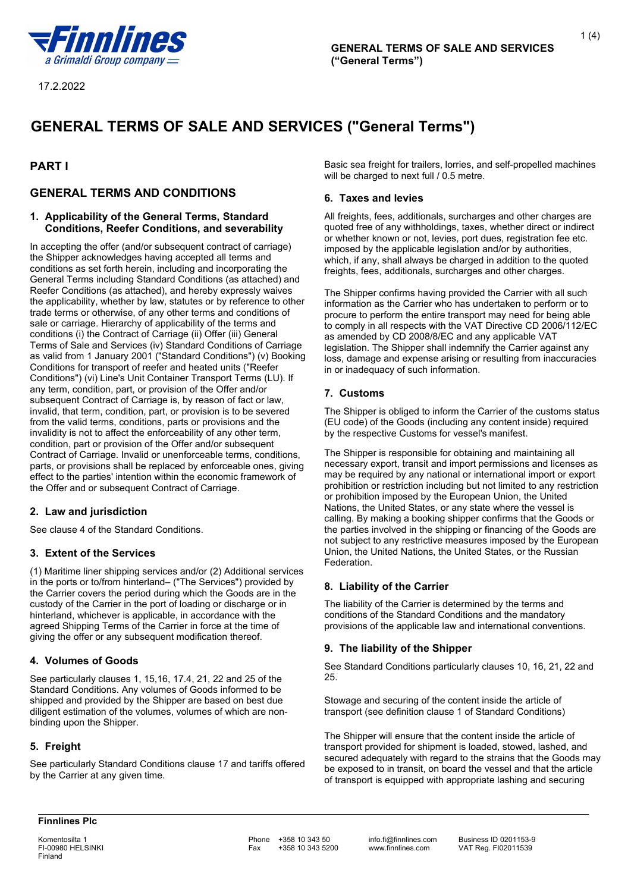17.2.2022

# GENERAL TERMS OF SALE AND SERVICES ("General Terms")

## PART I

## GENERAL TERMS AND CONDITIONS

### 1. Applicability of the General Terms, Standard Conditions, Reefer Conditions, and severability

In accepting the offer (and/or subsequent contract of carriage) the Shipper acknowledges having accepted all terms and conditions as set forth herein, including and incorporating the General Terms including Standard Conditions (as attached) and Reefer Conditions (as attached), and hereby expressly waives the applicability, whether by law, statutes or by reference to other trade terms or otherwise, of any other terms and conditions of sale or carriage. Hierarchy of applicability of the terms and conditions (i) the Contract of Carriage (ii) Offer (iii) General Terms of Sale and Services (iv) Standard Conditions of Carriage as valid from 1 January 2001 ("Standard Conditions") (v) Booking Conditions for transport of reefer and heated units ("Reefer Conditions") (vi) Line's Unit Container Transport Terms (LU). If any term, condition, part, or provision of the Offer and/or subsequent Contract of Carriage is, by reason of fact or law, invalid, that term, condition, part, or provision is to be severed from the valid terms, conditions, parts or provisions and the invalidity is not to affect the enforceability of any other term, condition, part or provision of the Offer and/or subsequent Contract of Carriage. Invalid or unenforceable terms, conditions, parts, or provisions shall be replaced by enforceable ones, giving effect to the parties' intention within the economic framework of the Offer and or subsequent Contract of Carriage.

### 2. Law and jurisdiction

See clause 4 of the Standard Conditions.

### 3. Extent of the Services

(1) Maritime liner shipping services and/or (2) Additional services in the ports or to/from hinterland– ("The Services") provided by the Carrier covers the period during which the Goods are in the custody of the Carrier in the port of loading or discharge or in hinterland, whichever is applicable, in accordance with the agreed Shipping Terms of the Carrier in force at the time of giving the offer or any subsequent modification thereof.

### 4. Volumes of Goods

See particularly clauses 1, 15,16, 17.4, 21, 22 and 25 of the Standard Conditions. Any volumes of Goods informed to be shipped and provided by the Shipper are based on best due diligent estimation of the volumes, volumes of which are non-binding upon the Shipper.

### 5. Freight

See particularly Standard Conditions clause 17 and tariffs offered by the Carrier at any given time.

Basic sea freight for trailers, lorries, and self-propelled machines will be charged to next full / 0.5 metre.

### 6. Taxes and levies

All freights, fees, additionals, surcharges and other charges are quoted free of any withholdings, taxes, whether direct or indirect or whether known or not, levies, port dues, registration fee etc. imposed by the applicable legislation and/or by authorities, which, if any, shall always be charged in addition to the quoted freights, fees, additionals, surcharges and other charges.

The Shipper confirms having provided the Carrier with all such information as the Carrier who has undertaken to perform or to procure to perform the entire transport may need for being able to comply in all respects with the VAT Directive CD 2006/112/EC as amended by CD 2008/8/EC and any applicable VAT legislation. The Shipper shall indemnify the Carrier against any loss, damage and expense arising or resulting from inaccuracies in or inadequacy of such information.

### 7. Customs

The Shipper is obliged to inform the Carrier of the customs status (EU code) of the Goods (including any content inside) required by the respective Customs for vessel's manifest.

The Shipper is responsible for obtaining and maintaining all necessary export, transit and import permissions and licenses as may be required by any national or international import or export prohibition or restriction including but not limited to any restriction or prohibition imposed by the European Union, the United Nations, the United States, or any state where the vessel is calling. By making a booking shipper confirms that the Goods or the parties involved in the shipping or financing of the Goods are not subject to any restrictive measures imposed by the European Union, the United Nations, the United States, or the Russian Federation.

### 8. Liability of the Carrier

The liability of the Carrier is determined by the terms and conditions of the Standard Conditions and the mandatory provisions of the applicable law and international conventions.

### 9. The liability of the Shipper

See Standard Conditions particularly clauses 10, 16, 21, 22 and 25.

Stowage and securing of the content inside the article of transport (see definition clause 1 of Standard Conditions)

The Shipper will ensure that the content inside the article of transport provided for shipment is loaded, stowed, lashed, and secured adequately with regard to the strains that the Goods may be exposed to in transit, on board the vessel and that the article of transport is equipped with appropriate lashing and securing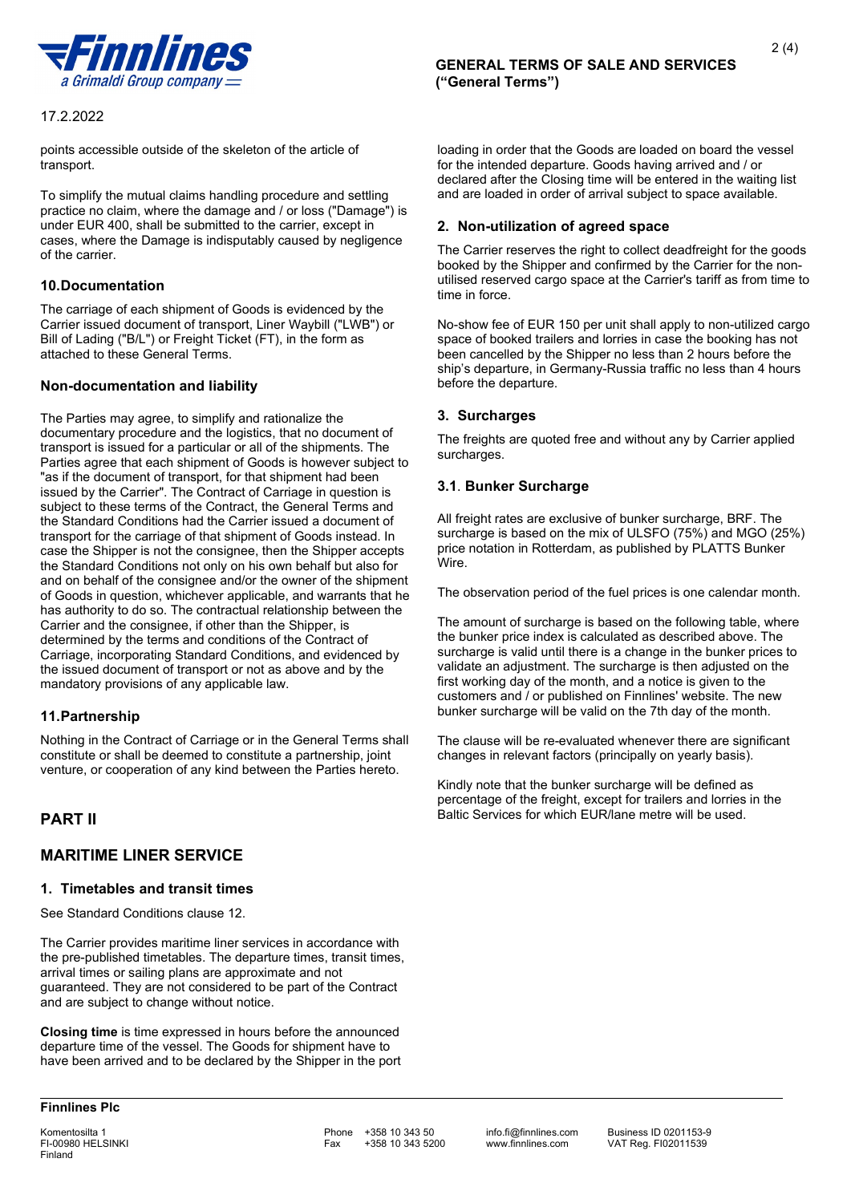points accessible outside of the skeleton of the article of transport.

To simplify the mutual claims handling procedure and settling practice no claim, where the damage and / or loss ("Damage") is under EUR 400, shall be submitted to the carrier, except in cases, where the Damage is indisputably caused by negligence of the carrier.

### 10.Documentation

The carriage of each shipment of Goods is evidenced by the Carrier issued document of transport, Liner Waybill ("LWB") or Bill of Lading ("B/L") or Freight Ticket (FT), in the form as attached to these General Terms.

### Non-documentation and liability

The Parties may agree, to simplify and rationalize the documentary procedure and the logistics, that no document of transport is issued for a particular or all of the shipments. The Parties agree that each shipment of Goods is however subject to "as if the document of transport, for that shipment had been issued by the Carrier". The Contract of Carriage in question is subject to these terms of the Contract, the General Terms and the Standard Conditions had the Carrier issued a document of transport for the carriage of that shipment of Goods instead. In case the Shipper is not the consignee, then the Shipper accepts the Standard Conditions not only on his own behalf but also for and on behalf of the consignee and/or the owner of the shipment of Goods in question, whichever applicable, and warrants that he has authority to do so. The contractual relationship between the Carrier and the consignee, if other than the Shipper, is determined by the terms and conditions of the Contract of Carriage, incorporating Standard Conditions, and evidenced by the issued document of transport or not as above and by the mandatory provisions of any applicable law.

### 11.Partnership

Nothing in the Contract of Carriage or in the General Terms shall constitute or shall be deemed to constitute a partnership, joint venture, or cooperation of any kind between the Parties hereto.

## PART II

## MARITIME LINER SERVICE

### 1. Timetables and transit times

See Standard Conditions clause 12.

The Carrier provides maritime liner services in accordance with the pre-published timetables. The departure times, transit times, arrival times or sailing plans are approximate and not guaranteed. They are not considered to be part of the Contract and are subject to change without notice.

**Closing time** is time expressed in hours before the announced departure time of the vessel. The Goods for shipment have to have been arrived and to be declared by the Shipper in the port loading in order that the Goods are loaded on board the vessel for the intended departure. Goods having arrived and / or declared after the Closing time will be entered in the waiting list and are loaded in order of arrival subject to space available.

### 2. Non-utilization of agreed space

The Carrier reserves the right to collect deadfreight for the goods booked by the Shipper and confirmed by the Carrier for the non-utilised reserved cargo space at the Carrier's tariff as from time to time in force.

No-show fee of EUR 150 per unit shall apply to non-utilized cargo space of booked trailers and lorries in case the booking has not been cancelled by the Shipper no less than 2 hours before the ship's departure, in Germany-Russia traffic no less than 4 hours before the departure.

### 3. Surcharges

The freights are quoted free and without any by Carrier applied surcharges.

### 3.1. Bunker Surcharge

All freight rates are exclusive of bunker surcharge, BRF. The surcharge is based on the mix of ULSFO (75%) and MGO (25%) price notation in Rotterdam, as published by PLATTS Bunker Wire.

The observation period of the fuel prices is one calendar month.

The amount of surcharge is based on the following table, where the bunker price index is calculated as described above. The surcharge is valid until there is a change in the bunker prices to validate an adjustment. The surcharge is then adjusted on the first working day of the month, and a notice is given to the customers and / or published on Finnlines' website. The new bunker surcharge will be valid on the 7th day of the month.

The clause will be re-evaluated whenever there are significant changes in relevant factors (principally on yearly basis).

Kindly note that the bunker surcharge will be defined as percentage of the freight, except for trailers and lorries in the Baltic Services for which EUR/lane metre will be used.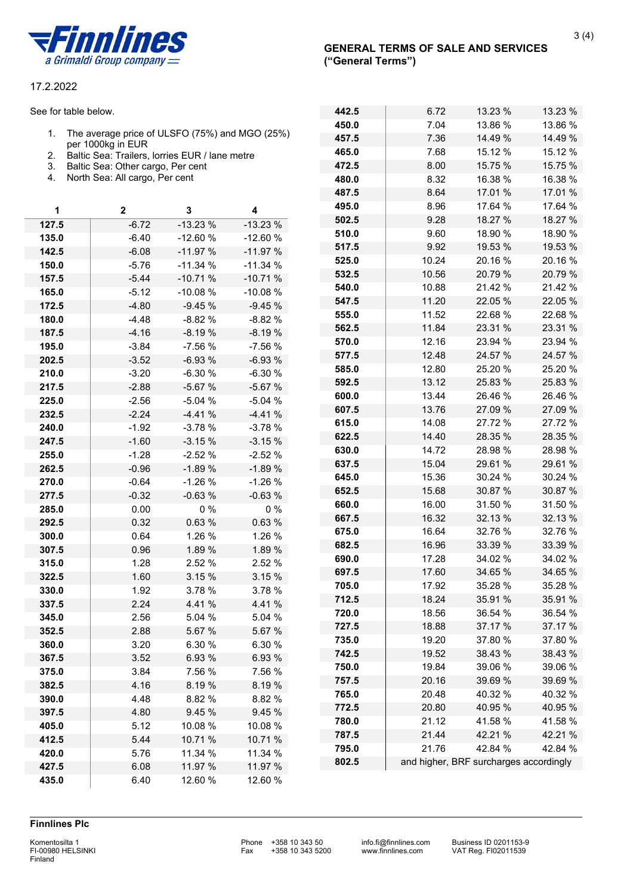17.2.2022

See for table below.

1. The average price of ULSFO (75%) and MGO (25%) per 1000kg in EUR
2. Baltic Sea: Trailers, lorries EUR / lane metre
3. Baltic Sea: Other cargo, Per cent
4. North Sea: All cargo, Per cent

| 1 | 2 | 3 | 4 |
|---|---|---|---|
| **127.5** | -6.72 | -13.23 % | -13.23 % |
| **135.0** | -6.40 | -12.60 % | -12.60 % |
| **142.5** | -6.08 | -11.97 % | -11.97 % |
| **150.0** | -5.76 | -11.34 % | -11.34 % |
| **157.5** | -5.44 | -10.71 % | -10.71 % |
| **165.0** | -5.12 | -10.08 % | -10.08 % |
| **172.5** | -4.80 | -9.45 % | -9.45 % |
| **180.0** | -4.48 | -8.82 % | -8.82 % |
| **187.5** | -4.16 | -8.19 % | -8.19 % |
| **195.0** | -3.84 | -7.56 % | -7.56 % |
| **202.5** | -3.52 | -6.93 % | -6.93 % |
| **210.0** | -3.20 | -6.30 % | -6.30 % |
| **217.5** | -2.88 | -5.67 % | -5.67 % |
| **225.0** | -2.56 | -5.04 % | -5.04 % |
| **232.5** | -2.24 | -4.41 % | -4.41 % |
| **240.0** | -1.92 | -3.78 % | -3.78 % |
| **247.5** | -1.60 | -3.15 % | -3.15 % |
| **255.0** | -1.28 | -2.52 % | -2.52 % |
| **262.5** | -0.96 | -1.89 % | -1.89 % |
| **270.0** | -0.64 | -1.26 % | -1.26 % |
| **277.5** | -0.32 | -0.63 % | -0.63 % |
| **285.0** | 0.00 | 0 % | 0 % |
| **292.5** | 0.32 | 0.63 % | 0.63 % |
| **300.0** | 0.64 | 1.26 % | 1.26 % |
| **307.5** | 0.96 | 1.89 % | 1.89 % |
| **315.0** | 1.28 | 2.52 % | 2.52 % |
| **322.5** | 1.60 | 3.15 % | 3.15 % |
| **330.0** | 1.92 | 3.78 % | 3.78 % |
| **337.5** | 2.24 | 4.41 % | 4.41 % |
| **345.0** | 2.56 | 5.04 % | 5.04 % |
| **352.5** | 2.88 | 5.67 % | 5.67 % |
| **360.0** | 3.20 | 6.30 % | 6.30 % |
| **367.5** | 3.52 | 6.93 % | 6.93 % |
| **375.0** | 3.84 | 7.56 % | 7.56 % |
| **382.5** | 4.16 | 8.19 % | 8.19 % |
| **390.0** | 4.48 | 8.82 % | 8.82 % |
| **397.5** | 4.80 | 9.45 % | 9.45 % |
| **405.0** | 5.12 | 10.08 % | 10.08 % |
| **412.5** | 5.44 | 10.71 % | 10.71 % |
| **420.0** | 5.76 | 11.34 % | 11.34 % |
| **427.5** | 6.08 | 11.97 % | 11.97 % |
| **435.0** | 6.40 | 12.60 % | 12.60 % |
| **442.5** | 6.72 | 13.23 % | 13.23 % |
| **450.0** | 7.04 | 13.86 % | 13.86 % |
| **457.5** | 7.36 | 14.49 % | 14.49 % |
| **465.0** | 7.68 | 15.12 % | 15.12 % |
| **472.5** | 8.00 | 15.75 % | 15.75 % |
| **480.0** | 8.32 | 16.38 % | 16.38 % |
| **487.5** | 8.64 | 17.01 % | 17.01 % |
| **495.0** | 8.96 | 17.64 % | 17.64 % |
| **502.5** | 9.28 | 18.27 % | 18.27 % |
| **510.0** | 9.60 | 18.90 % | 18.90 % |
| **517.5** | 9.92 | 19.53 % | 19.53 % |
| **525.0** | 10.24 | 20.16 % | 20.16 % |
| **532.5** | 10.56 | 20.79 % | 20.79 % |
| **540.0** | 10.88 | 21.42 % | 21.42 % |
| **547.5** | 11.20 | 22.05 % | 22.05 % |
| **555.0** | 11.52 | 22.68 % | 22.68 % |
| **562.5** | 11.84 | 23.31 % | 23.31 % |
| **570.0** | 12.16 | 23.94 % | 23.94 % |
| **577.5** | 12.48 | 24.57 % | 24.57 % |
| **585.0** | 12.80 | 25.20 % | 25.20 % |
| **592.5** | 13.12 | 25.83 % | 25.83 % |
| **600.0** | 13.44 | 26.46 % | 26.46 % |
| **607.5** | 13.76 | 27.09 % | 27.09 % |
| **615.0** | 14.08 | 27.72 % | 27.72 % |
| **622.5** | 14.40 | 28.35 % | 28.35 % |
| **630.0** | 14.72 | 28.98 % | 28.98 % |
| **637.5** | 15.04 | 29.61 % | 29.61 % |
| **645.0** | 15.36 | 30.24 % | 30.24 % |
| **652.5** | 15.68 | 30.87 % | 30.87 % |
| **660.0** | 16.00 | 31.50 % | 31.50 % |
| **667.5** | 16.32 | 32.13 % | 32.13 % |
| **675.0** | 16.64 | 32.76 % | 32.76 % |
| **682.5** | 16.96 | 33.39 % | 33.39 % |
| **690.0** | 17.28 | 34.02 % | 34.02 % |
| **697.5** | 17.60 | 34.65 % | 34.65 % |
| **705.0** | 17.92 | 35.28 % | 35.28 % |
| **712.5** | 18.24 | 35.91 % | 35.91 % |
| **720.0** | 18.56 | 36.54 % | 36.54 % |
| **727.5** | 18.88 | 37.17 % | 37.17 % |
| **735.0** | 19.20 | 37.80 % | 37.80 % |
| **742.5** | 19.52 | 38.43 % | 38.43 % |
| **750.0** | 19.84 | 39.06 % | 39.06 % |
| **757.5** | 20.16 | 39.69 % | 39.69 % |
| **765.0** | 20.48 | 40.32 % | 40.32 % |
| **772.5** | 20.80 | 40.95 % | 40.95 % |
| **780.0** | 21.12 | 41.58 % | 41.58 % |
| **787.5** | 21.44 | 42.21 % | 42.21 % |
| **795.0** | 21.76 | 42.84 % | 42.84 % |
| **802.5** | and higher, BRF surcharges accordingly | | |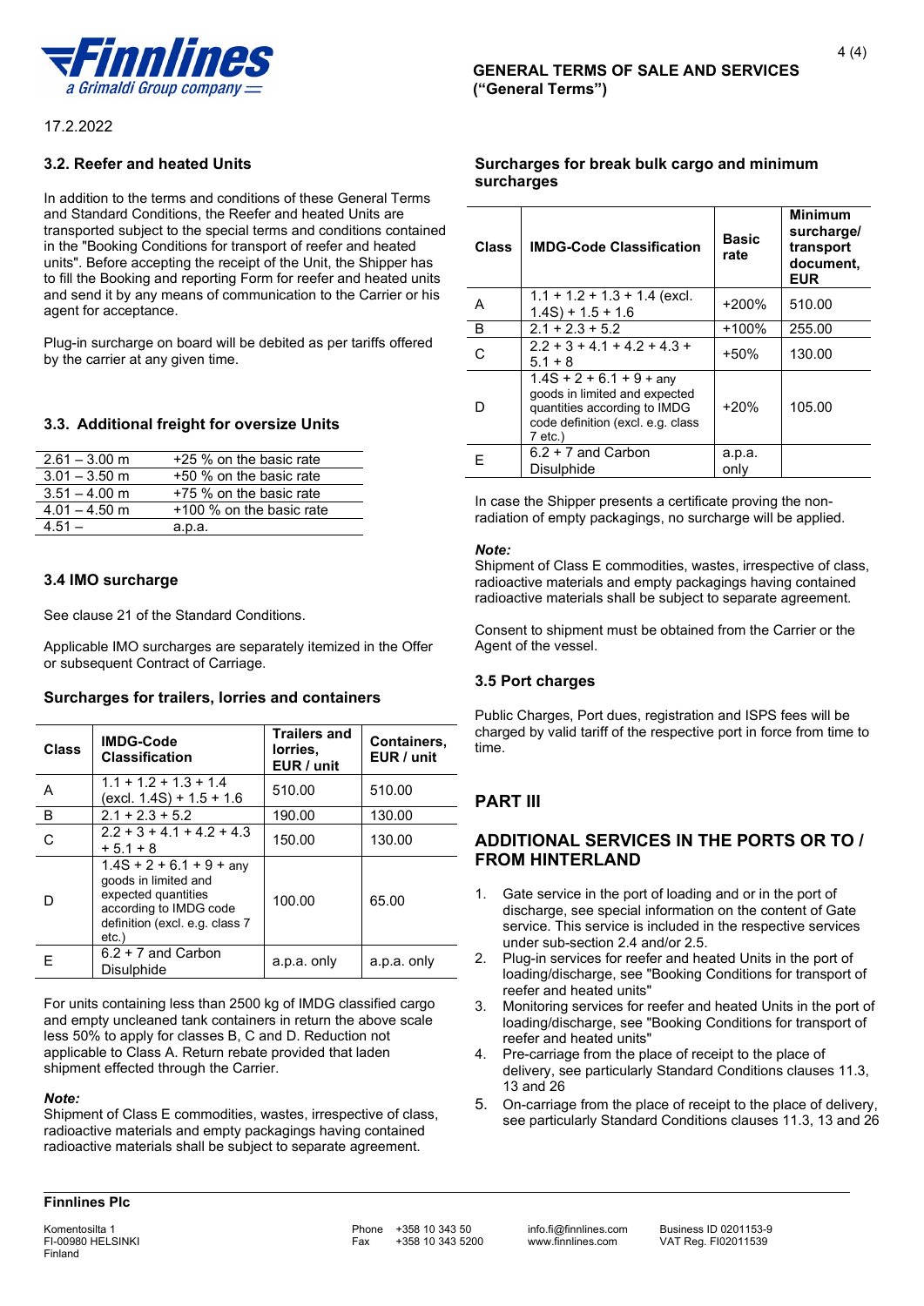## 3.2. Reefer and heated Units

In addition to the terms and conditions of these General Terms and Standard Conditions, the Reefer and heated Units are transported subject to the special terms and conditions contained in the "Booking Conditions for transport of reefer and heated units". Before accepting the receipt of the Unit, the Shipper has to fill the Booking and reporting Form for reefer and heated units and send it by any means of communication to the Carrier or his agent for acceptance.

Plug-in surcharge on board will be debited as per tariffs offered by the carrier at any given time.

## 3.3. Additional freight for oversize Units

| | |
|---|---|
| 2.61 – 3.00 m | +25 % on the basic rate |
| 3.01 – 3.50 m | +50 % on the basic rate |
| 3.51 – 4.00 m | +75 % on the basic rate |
| 4.01 – 4.50 m | +100 % on the basic rate |
| 4.51 – | a.p.a. |

## 3.4 IMO surcharge

See clause 21 of the Standard Conditions.

Applicable IMO surcharges are separately itemized in the Offer or subsequent Contract of Carriage.

### Surcharges for trailers, lorries and containers

| Class | IMDG-Code Classification | Trailers and lorries, EUR / unit | Containers, EUR / unit |
|---|---|---|---|
| A | 1.1 + 1.2 + 1.3 + 1.4 (excl. 1.4S) + 1.5 + 1.6 | 510.00 | 510.00 |
| B | 2.1 + 2.3 + 5.2 | 190.00 | 130.00 |
| C | 2.2 + 3 + 4.1 + 4.2 + 4.3 + 5.1 + 8 | 150.00 | 130.00 |
| D | 1.4S + 2 + 6.1 + 9 + any goods in limited and expected quantities according to IMDG code definition (excl. e.g. class 7 etc.) | 100.00 | 65.00 |
| E | 6.2 + 7 and Carbon Disulphide | a.p.a. only | a.p.a. only |

For units containing less than 2500 kg of IMDG classified cargo and empty uncleaned tank containers in return the above scale less 50% to apply for classes B, C and D. Reduction not applicable to Class A. Return rebate provided that laden shipment effected through the Carrier.

*Note:*
Shipment of Class E commodities, wastes, irrespective of class, radioactive materials and empty packagings having contained radioactive materials shall be subject to separate agreement.

### Surcharges for break bulk cargo and minimum surcharges

| Class | IMDG-Code Classification | Basic rate | Minimum surcharge/ transport document, EUR |
|---|---|---|---|
| A | 1.1 + 1.2 + 1.3 + 1.4 (excl. 1.4S) + 1.5 + 1.6 | +200% | 510.00 |
| B | 2.1 + 2.3 + 5.2 | +100% | 255.00 |
| C | 2.2 + 3 + 4.1 + 4.2 + 4.3 + 5.1 + 8 | +50% | 130.00 |
| D | 1.4S + 2 + 6.1 + 9 + any goods in limited and expected quantities according to IMDG code definition (excl. e.g. class 7 etc.) | +20% | 105.00 |
| E | 6.2 + 7 and Carbon Disulphide | a.p.a. only | |

In case the Shipper presents a certificate proving the non-radiation of empty packagings, no surcharge will be applied.

*Note:*
Shipment of Class E commodities, wastes, irrespective of class, radioactive materials and empty packagings having contained radioactive materials shall be subject to separate agreement.

Consent to shipment must be obtained from the Carrier or the Agent of the vessel.

## 3.5 Port charges

Public Charges, Port dues, registration and ISPS fees will be charged by valid tariff of the respective port in force from time to time.

# PART III

# ADDITIONAL SERVICES IN THE PORTS OR TO / FROM HINTERLAND

1. Gate service in the port of loading and or in the port of discharge, see special information on the content of Gate service. This service is included in the respective services under sub-section 2.4 and/or 2.5.
2. Plug-in services for reefer and heated Units in the port of loading/discharge, see "Booking Conditions for transport of reefer and heated units"
3. Monitoring services for reefer and heated Units in the port of loading/discharge, see "Booking Conditions for transport of reefer and heated units"
4. Pre-carriage from the place of receipt to the place of delivery, see particularly Standard Conditions clauses 11.3, 13 and 26
5. On-carriage from the place of receipt to the place of delivery, see particularly Standard Conditions clauses 11.3, 13 and 26